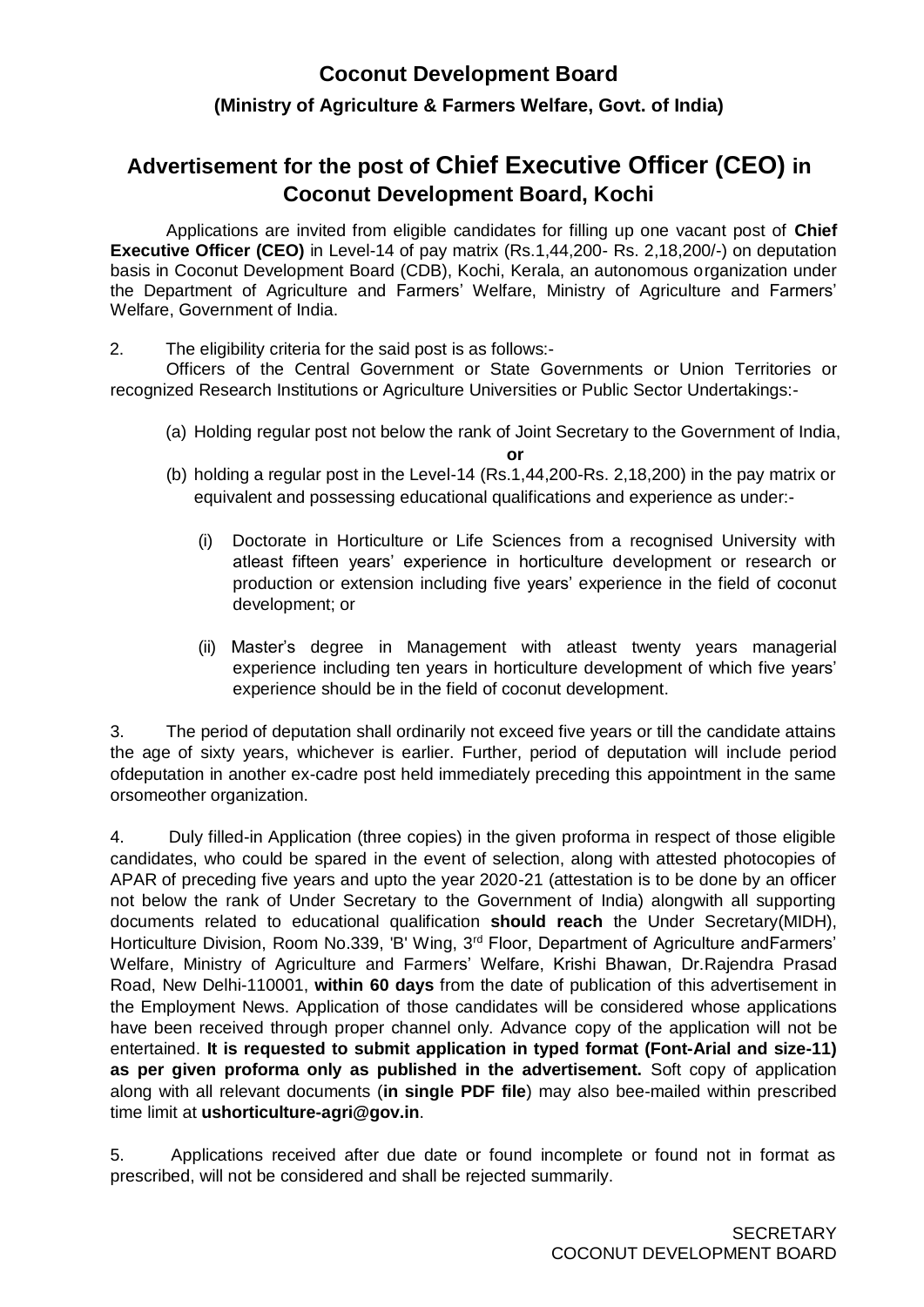# Coconut Development Board

### (Ministry of Agriculture & Farmers Welfare, Govt. of India)

## Advertisement for the post of Chief Executive Officer (CEO) in Coconut Development Board, Kochi

Applications are invited from eligible candidates for filling up one vacant post of **Chief Executive Officer (CEO)** in Level-14 of pay matrix (Rs.1,44,200- Rs. 2,18,200/-) on deputation basis in Coconut Development Board (CDB), Kochi, Kerala, an autonomous organization under the Department of Agriculture and Farmers' Welfare, Ministry of Agriculture and Farmers' Welfare, Government of India.

2. The eligibility criteria for the said post is as follows:-

Officers of the Central Government or State Governments or Union Territories or recognized Research Institutions or Agriculture Universities or Public Sector Undertakings:-

(a) Holding regular post not below the rank of Joint Secretary to the Government of India,

**or**

(b) holding a regular post in the Level-14 (Rs.1,44,200-Rs. 2,18,200) in the pay matrix or equivalent and possessing educational qualifications and experience as under:-

(i) Doctorate in Horticulture or Life Sciences from a recognised University with atleast fifteen years' experience in horticulture development or research or production or extension including five years' experience in the field of coconut development; or

(ii) Master's degree in Management with atleast twenty years managerial experience including ten years in horticulture development of which five years' experience should be in the field of coconut development.

3. The period of deputation shall ordinarily not exceed five years or till the candidate attains the age of sixty years, whichever is earlier. Further, period of deputation will include period ofdeputation in another ex-cadre post held immediately preceding this appointment in the same orsomeother organization.

4. Duly filled-in Application (three copies) in the given proforma in respect of those eligible candidates, who could be spared in the event of selection, along with attested photocopies of APAR of preceding five years and upto the year 2020-21 (attestation is to be done by an officer not below the rank of Under Secretary to the Government of India) alongwith all supporting documents related to educational qualification **should reach** the Under Secretary(MIDH), Horticulture Division, Room No.339, 'B' Wing, 3rd Floor, Department of Agriculture andFarmers' Welfare, Ministry of Agriculture and Farmers' Welfare, Krishi Bhawan, Dr.Rajendra Prasad Road, New Delhi-110001, **within 60 days** from the date of publication of this advertisement in the Employment News. Application of those candidates will be considered whose applications have been received through proper channel only. Advance copy of the application will not be entertained. **It is requested to submit application in typed format (Font-Arial and size-11) as per given proforma only as published in the advertisement.** Soft copy of application along with all relevant documents (**in single PDF file**) may also bee-mailed within prescribed time limit at **ushorticulture-agri@gov.in**.

5. Applications received after due date or found incomplete or found not in format as prescribed, will not be considered and shall be rejected summarily.

SECRETARY
COCONUT DEVELOPMENT BOARD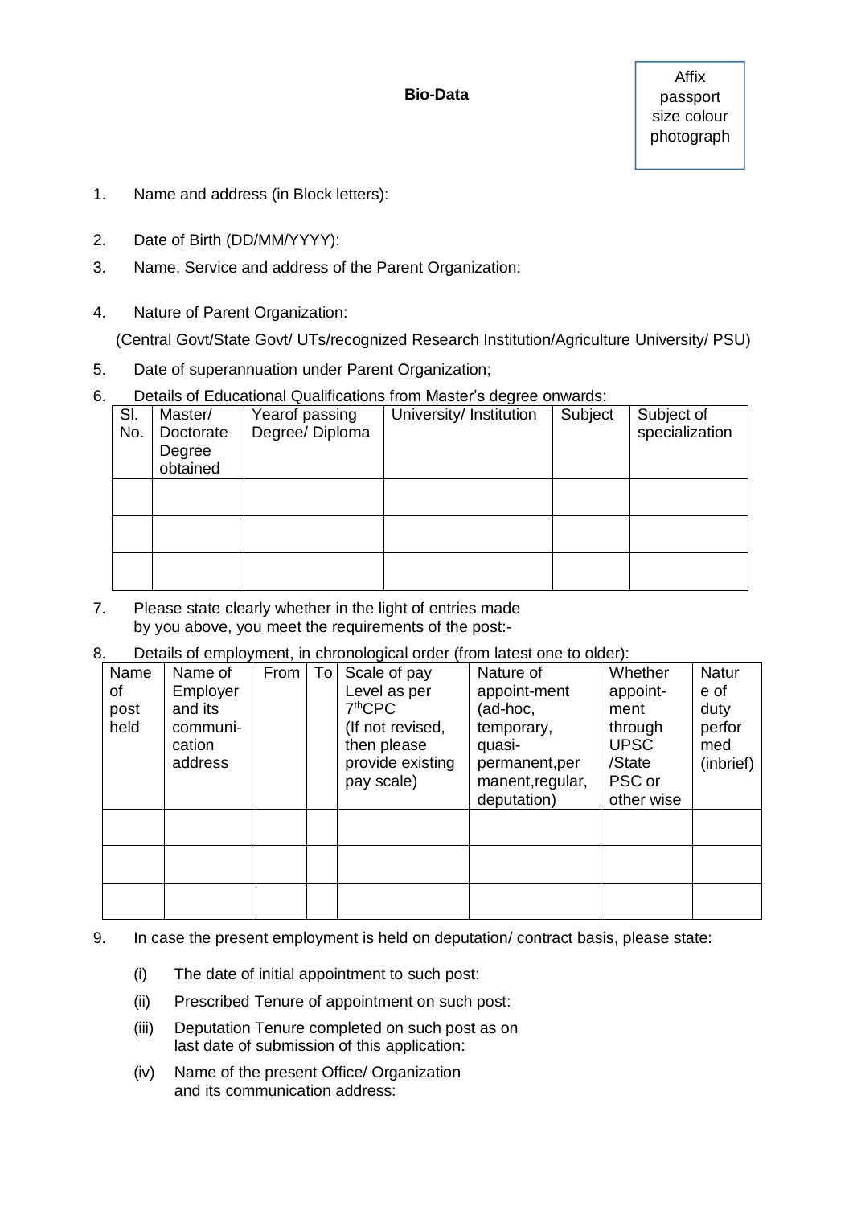# Bio-Data

Affix passport size colour photograph

1. Name and address (in Block letters):

2. Date of Birth (DD/MM/YYYY):

3. Name, Service and address of the Parent Organization:

4. Nature of Parent Organization:

   (Central Govt/State Govt/ UTs/recognized Research Institution/Agriculture University/ PSU)

5. Date of superannuation under Parent Organization;

6. Details of Educational Qualifications from Master's degree onwards:

| Sl. No. | Master/ Doctorate Degree obtained | Yearof passing Degree/ Diploma | University/ Institution | Subject | Subject of specialization |
|---|---|---|---|---|---|
| | | | | | |
| | | | | | |
| | | | | | |

7. Please state clearly whether in the light of entries made by you above, you meet the requirements of the post:-

8. Details of employment, in chronological order (from latest one to older):

| Name of post held | Name of Employer and its communi-cation address | From | To | Scale of pay Level as per 7thCPC (If not revised, then please provide existing pay scale) | Nature of appoint-ment (ad-hoc, temporary, quasi-permanent,per manent,regular, deputation) | Whether appoint-ment through UPSC /State PSC or other wise | Nature of duty performed (inbrief) |
|---|---|---|---|---|---|---|---|
| | | | | | | | |
| | | | | | | | |
| | | | | | | | |

9. In case the present employment is held on deputation/ contract basis, please state:

   (i) The date of initial appointment to such post:

   (ii) Prescribed Tenure of appointment on such post:

   (iii) Deputation Tenure completed on such post as on last date of submission of this application:

   (iv) Name of the present Office/ Organization and its communication address: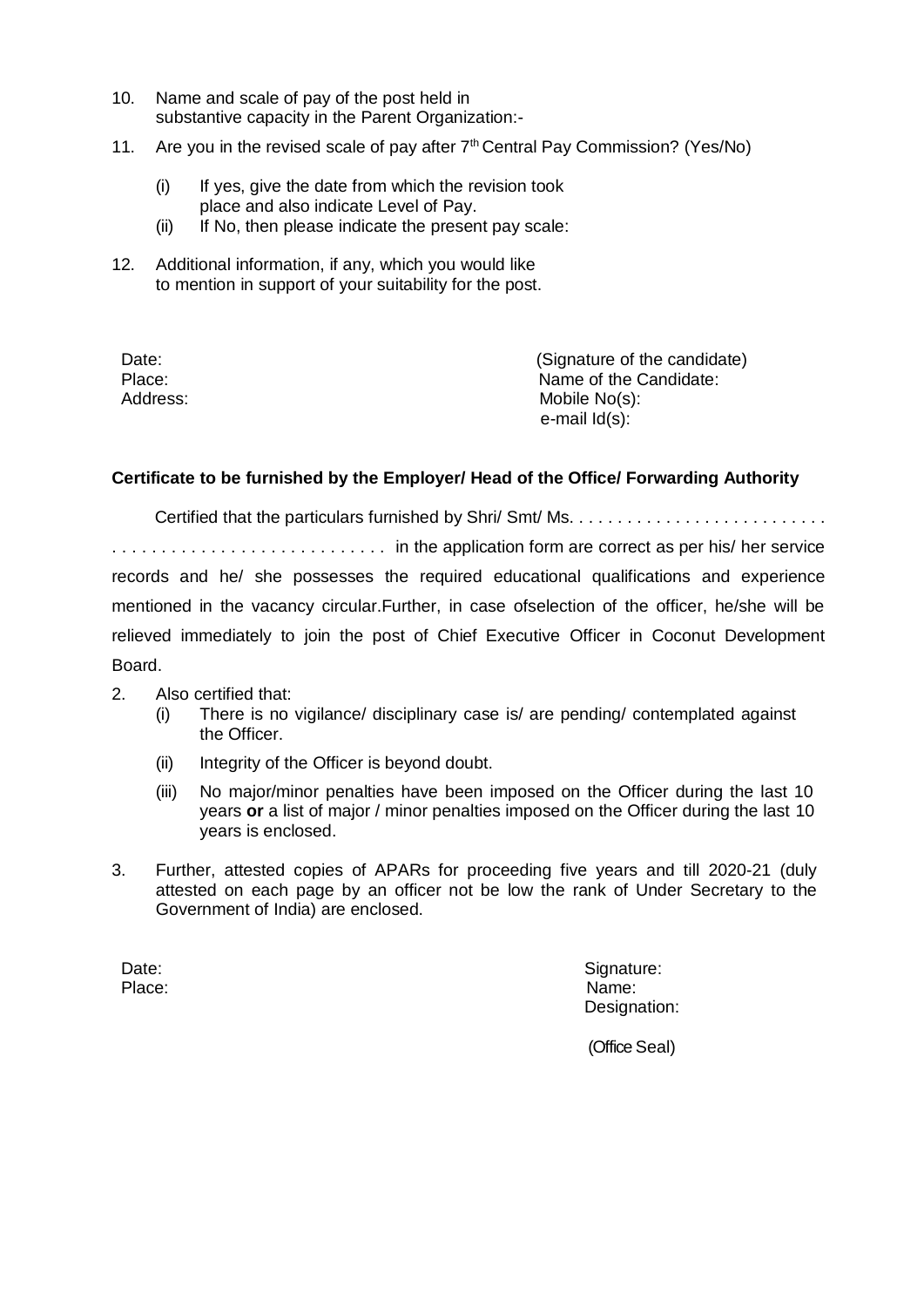10. Name and scale of pay of the post held in substantive capacity in the Parent Organization:-

11. Are you in the revised scale of pay after 7th Central Pay Commission? (Yes/No)

    (i) If yes, give the date from which the revision took place and also indicate Level of Pay.
    (ii) If No, then please indicate the present pay scale:

12. Additional information, if any, which you would like to mention in support of your suitability for the post.

Date:
Place:
Address:

(Signature of the candidate)
Name of the Candidate:
Mobile No(s):
e-mail Id(s):

**Certificate to be furnished by the Employer/ Head of the Office/ Forwarding Authority**

Certified that the particulars furnished by Shri/ Smt/ Ms. . . . . . . . . . . . . . . . . . . . . . . . . . . . . . . . . . . . . . . . . . . . . . . . . . . . . . . . . in the application form are correct as per his/ her service records and he/ she possesses the required educational qualifications and experience mentioned in the vacancy circular.Further, in case ofselection of the officer, he/she will be relieved immediately to join the post of Chief Executive Officer in Coconut Development Board.

2. Also certified that:
   (i) There is no vigilance/ disciplinary case is/ are pending/ contemplated against the Officer.
   (ii) Integrity of the Officer is beyond doubt.
   (iii) No major/minor penalties have been imposed on the Officer during the last 10 years **or** a list of major / minor penalties imposed on the Officer during the last 10 years is enclosed.

3. Further, attested copies of APARs for proceeding five years and till 2020-21 (duly attested on each page by an officer not be low the rank of Under Secretary to the Government of India) are enclosed.

Date:
Place:

Signature:
Name:
Designation:

(Office Seal)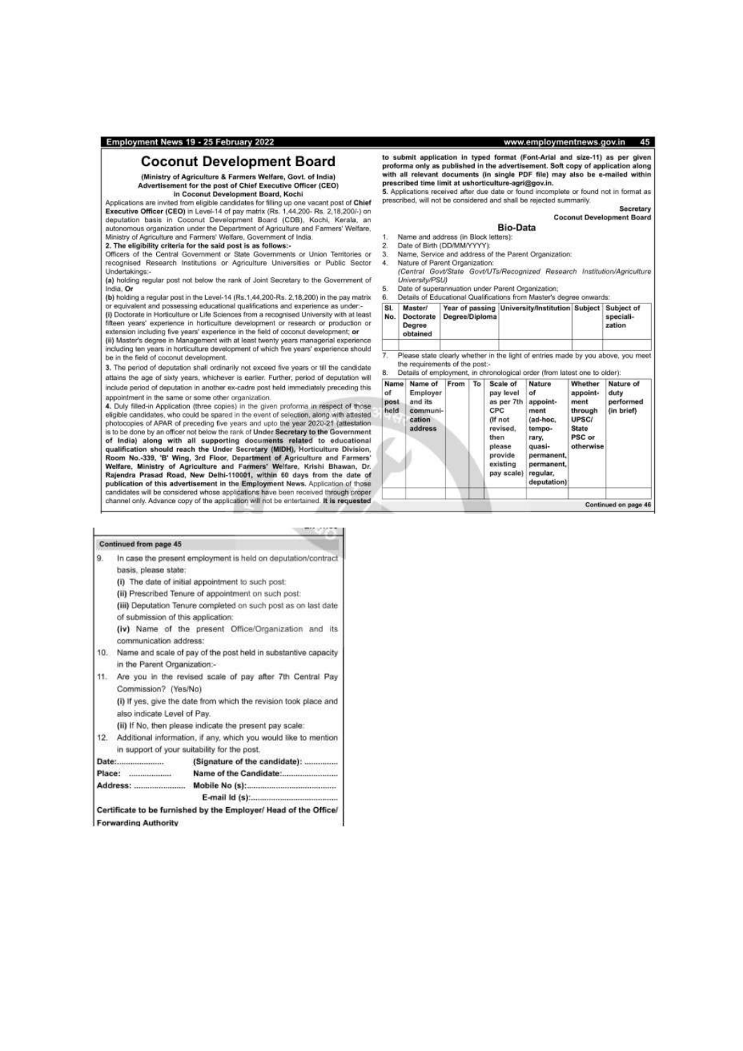# Coconut Development Board

**(Ministry of Agriculture & Farmers Welfare, Govt. of India)**
**Advertisement for the post of Chief Executive Officer (CEO) in Coconut Development Board, Kochi**

Applications are invited from eligible candidates for filling up one vacant post of **Chief Executive Officer (CEO)** in Level-14 of pay matrix (Rs. 1,44,200- Rs. 2,18,200/-) on deputation basis in Coconut Development Board (CDB), Kochi, Kerala, an autonomous organization under the Department of Agriculture and Farmers' Welfare, Ministry of Agriculture and Farmers' Welfare, Government of India.

**2. The eligibility criteria for the said post is as follows:-**

Officers of the Central Government or State Governments or Union Territories or recognised Research Institutions or Agriculture Universities or Public Sector Undertakings:-

**(a)** holding regular post not below the rank of Joint Secretary to the Government of India, **Or**

**(b)** holding a regular post in the Level-14 (Rs.1,44,200-Rs. 2,18,200) in the pay matrix or equivalent and possessing educational qualifications and experience as under:-

**(i)** Doctorate in Horticulture or Life Sciences from a recognised University with at least fifteen years' experience in horticulture development or research or production or extension including five years' experience in the field of coconut development; **or**

**(ii)** Master's degree in Management with at least twenty years managerial experience including ten years in horticulture development of which five years' experience should be in the field of coconut development.

**3.** The period of deputation shall ordinarily not exceed five years or till the candidate attains the age of sixty years, whichever is earlier. Further, period of deputation will include period of deputation in another ex-cadre post held immediately preceding this appointment in the same or some other organization.

**4.** Duly filled-in Application (three copies) in the given proforma in respect of those eligible candidates, who could be spared in the event of selection, along with attested photocopies of APAR of preceding five years and upto the year 2020-21 (attestation is to be done by an officer not below the rank of **Under Secretary to the Government of India) along with all supporting documents related to educational qualification should reach the Under Secretary (MIDH), Horticulture Division, Room No.-339, 'B' Wing, 3rd Floor, Department of Agriculture and Farmers' Welfare, Ministry of Agriculture and Farmers' Welfare, Krishi Bhawan, Dr. Rajendra Prasad Road, New Delhi-110001, within 60 days from the date of publication of this advertisement in the Employment News.** Application of those candidates will be considered whose applications have been received through proper channel only. Advance copy of the application will not be entertained. **It is requested to submit application in typed format (Font-Arial and size-11) as per given proforma only as published in the advertisement. Soft copy of application along with all relevant documents (in single PDF file) may also be e-mailed within prescribed time limit at ushorticulture-agri@gov.in.**

**5.** Applications received after due date or found incomplete or found not in format as prescribed, will not be considered and shall be rejected summarily.

**Secretary**
**Coconut Development Board**

## Bio-Data

1. Name and address (in Block letters):
2. Date of Birth (DD/MM/YYYY):
3. Name, Service and address of the Parent Organization:
4. Nature of Parent Organization:
   *(Central Govt/State Govt/UTs/Recognized Research Institution/Agriculture University/PSU)*
5. Date of superannuation under Parent Organization:
6. Details of Educational Qualifications from Master's degree onwards:

| Sl. No. | Master/ Doctorate Degree obtained | Year of passing Degree/Diploma | University/Institution | Subject | Subject of speciali-zation |
|---|---|---|---|---|---|
| | | | | | |

7. Please state clearly whether in the light of entries made by you above, you meet the requirements of the post:-
8. Details of employment, in chronological order (from latest one to older):

| Name of post held | Name of Employer and its communi-cation address | From | To | Scale of pay level as per 7th CPC (If not revised, then please provide existing pay scale) | Nature of appoint-ment (ad-hoc, tempo-rary, quasi-permanent, permanent, regular, deputation) | Whether appoint-ment through UPSC/ State PSC or otherwise | Nature of duty performed (in brief) |
|---|---|---|---|---|---|---|---|
| | | | | | | | |

Continued on page 46

Continued from page 45

9. In case the present employment is held on deputation/contract basis, please state:
   (i) The date of initial appointment to such post:
   (ii) Prescribed Tenure of appointment on such post:
   (iii) Deputation Tenure completed on such post as on last date of submission of this application:
   (iv) Name of the present Office/Organization and its communication address:
10. Name and scale of pay of the post held in substantive capacity in the Parent Organization:-
11. Are you in the revised scale of pay after 7th Central Pay Commission? (Yes/No)
    (i) If yes, give the date from which the revision took place and also indicate Level of Pay.
    (ii) If No, then please indicate the present pay scale:
12. Additional information, if any, which you would like to mention in support of your suitability for the post.

Date:...................... (Signature of the candidate): ...............
Place: .................... Name of the Candidate:.........................
Address: ...................... Mobile No (s):.........................
E-mail Id (s):.........................

**Certificate to be furnished by the Employer/ Head of the Office/ Forwarding Authority**